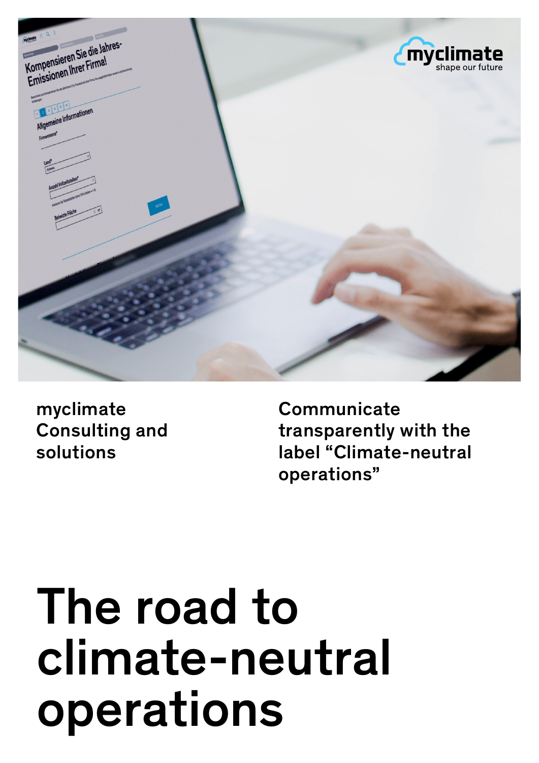myclimate
shape our future

myclimate Consulting and solutions

Communicate transparently with the label "Climate-neutral operations"

# The road to climate-neutral operations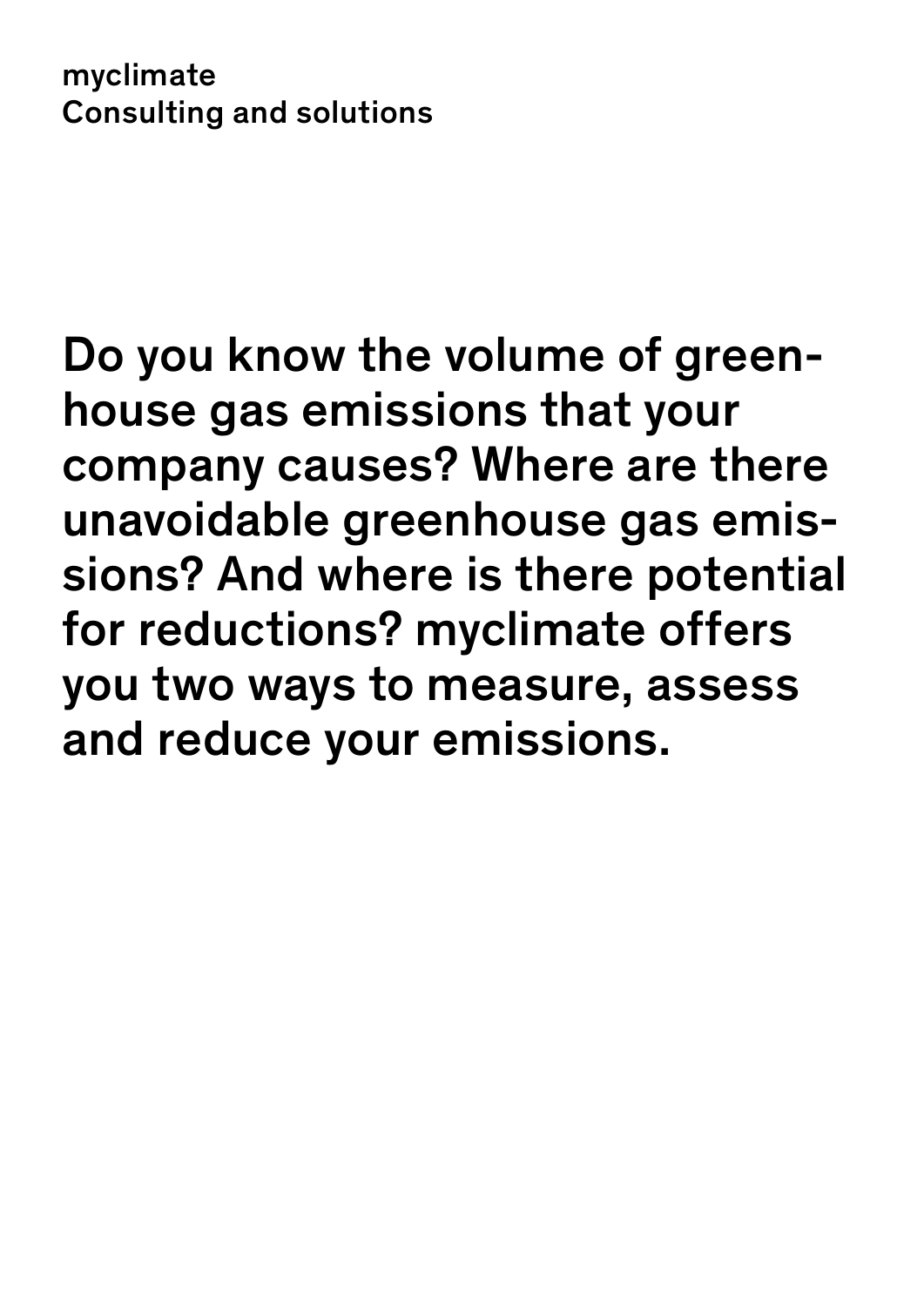myclimate
Consulting and solutions

## Do you know the volume of greenhouse gas emissions that your company causes? Where are there unavoidable greenhouse gas emissions? And where is there potential for reductions? myclimate offers you two ways to measure, assess and reduce your emissions.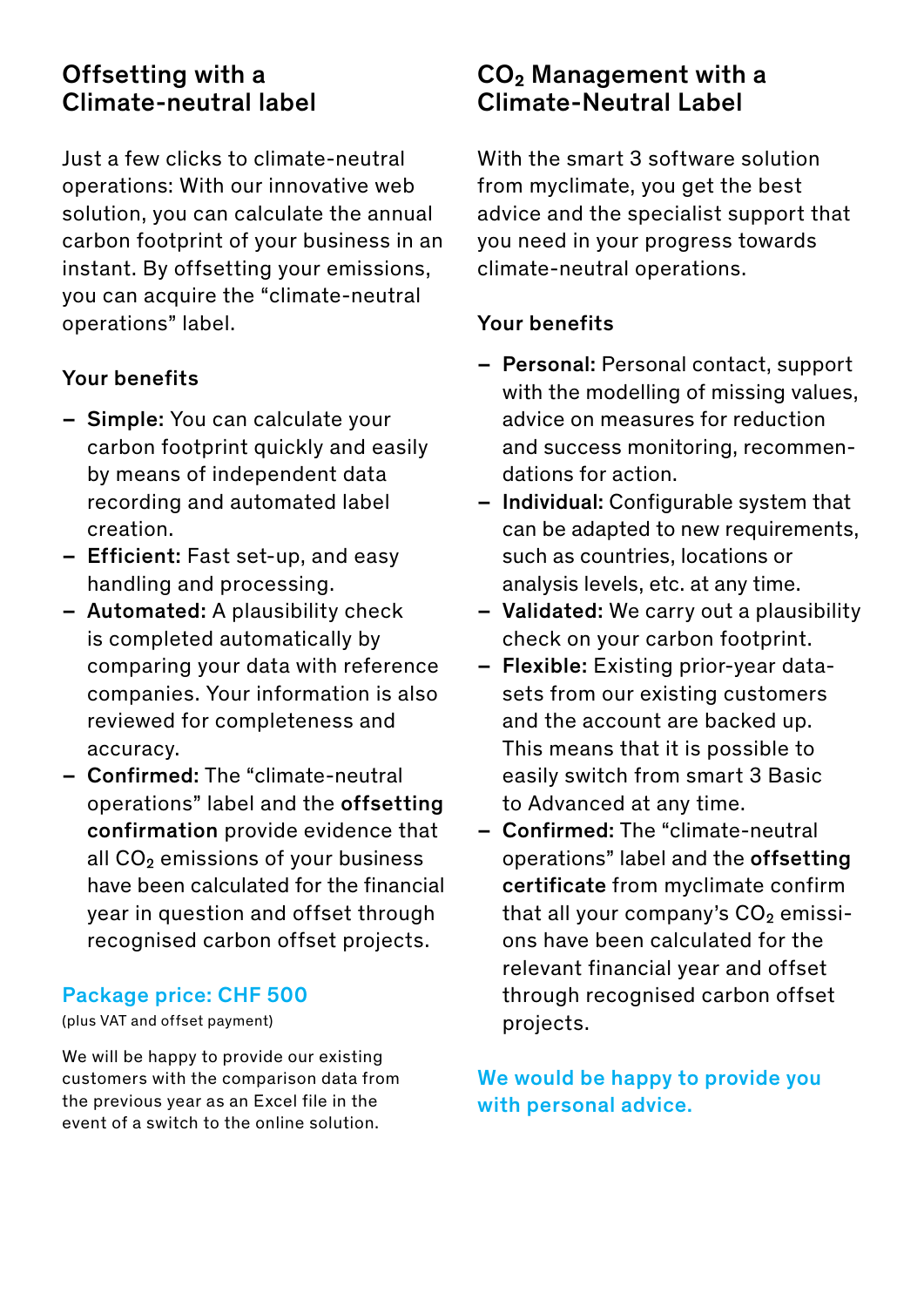## Offsetting with a Climate-neutral label

Just a few clicks to climate-neutral operations: With our innovative web solution, you can calculate the annual carbon footprint of your business in an instant. By offsetting your emissions, you can acquire the "climate-neutral operations" label.

### Your benefits

- **Simple:** You can calculate your carbon footprint quickly and easily by means of independent data recording and automated label creation.
- **Efficient:** Fast set-up, and easy handling and processing.
- **Automated:** A plausibility check is completed automatically by comparing your data with reference companies. Your information is also reviewed for completeness and accuracy.
- **Confirmed:** The "climate-neutral operations" label and the **offsetting confirmation** provide evidence that all $CO_2$ emissions of your business have been calculated for the financial year in question and offset through recognised carbon offset projects.

**Package price: CHF 500**
(plus VAT and offset payment)

We will be happy to provide our existing customers with the comparison data from the previous year as an Excel file in the event of a switch to the online solution.

## $CO_2$ Management with a Climate-Neutral Label

With the smart 3 software solution from myclimate, you get the best advice and the specialist support that you need in your progress towards climate-neutral operations.

### Your benefits

- **Personal:** Personal contact, support with the modelling of missing values, advice on measures for reduction and success monitoring, recommendations for action.
- **Individual:** Configurable system that can be adapted to new requirements, such as countries, locations or analysis levels, etc. at any time.
- **Validated:** We carry out a plausibility check on your carbon footprint.
- **Flexible:** Existing prior-year datasets from our existing customers and the account are backed up. This means that it is possible to easily switch from smart 3 Basic to Advanced at any time.
- **Confirmed:** The "climate-neutral operations" label and the **offsetting certificate** from myclimate confirm that all your company's $CO_2$ emissions have been calculated for the relevant financial year and offset through recognised carbon offset projects.

**We would be happy to provide you with personal advice.**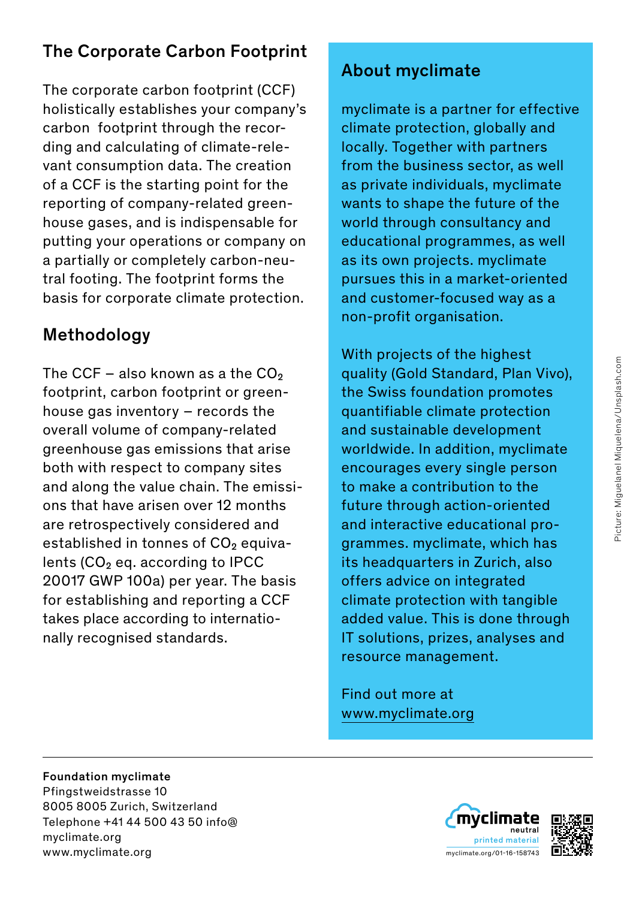## The Corporate Carbon Footprint

The corporate carbon footprint (CCF) holistically establishes your company's carbon footprint through the recording and calculating of climate-relevant consumption data. The creation of a CCF is the starting point for the reporting of company-related greenhouse gases, and is indispensable for putting your operations or company on a partially or completely carbon-neutral footing. The footprint forms the basis for corporate climate protection.

## Methodology

The CCF – also known as a the $CO_2$ footprint, carbon footprint or greenhouse gas inventory – records the overall volume of company-related greenhouse gas emissions that arise both with respect to company sites and along the value chain. The emissions that have arisen over 12 months are retrospectively considered and established in tonnes of $CO_2$ equivalents ($CO_2$ eq. according to IPCC 20017 GWP 100a) per year. The basis for establishing and reporting a CCF takes place according to internationally recognised standards.

## About myclimate

myclimate is a partner for effective climate protection, globally and locally. Together with partners from the business sector, as well as private individuals, myclimate wants to shape the future of the world through consultancy and educational programmes, as well as its own projects. myclimate pursues this in a market-oriented and customer-focused way as a non-profit organisation.

With projects of the highest quality (Gold Standard, Plan Vivo), the Swiss foundation promotes quantifiable climate protection and sustainable development worldwide. In addition, myclimate encourages every single person to make a contribution to the future through action-oriented and interactive educational programmes. myclimate, which has its headquarters in Zurich, also offers advice on integrated climate protection with tangible added value. This is done through IT solutions, prizes, analyses and resource management.

Find out more at
www.myclimate.org

Picture: Miguelanel Miquelena/Unsplash.com

---

**Foundation myclimate**
Pfingstweidstrasse 10
8005 8005 Zurich, Switzerland
Telephone +41 44 500 43 50 info@
myclimate.org
www.myclimate.org

myclimate neutral printed material
myclimate.org/01-16-158743